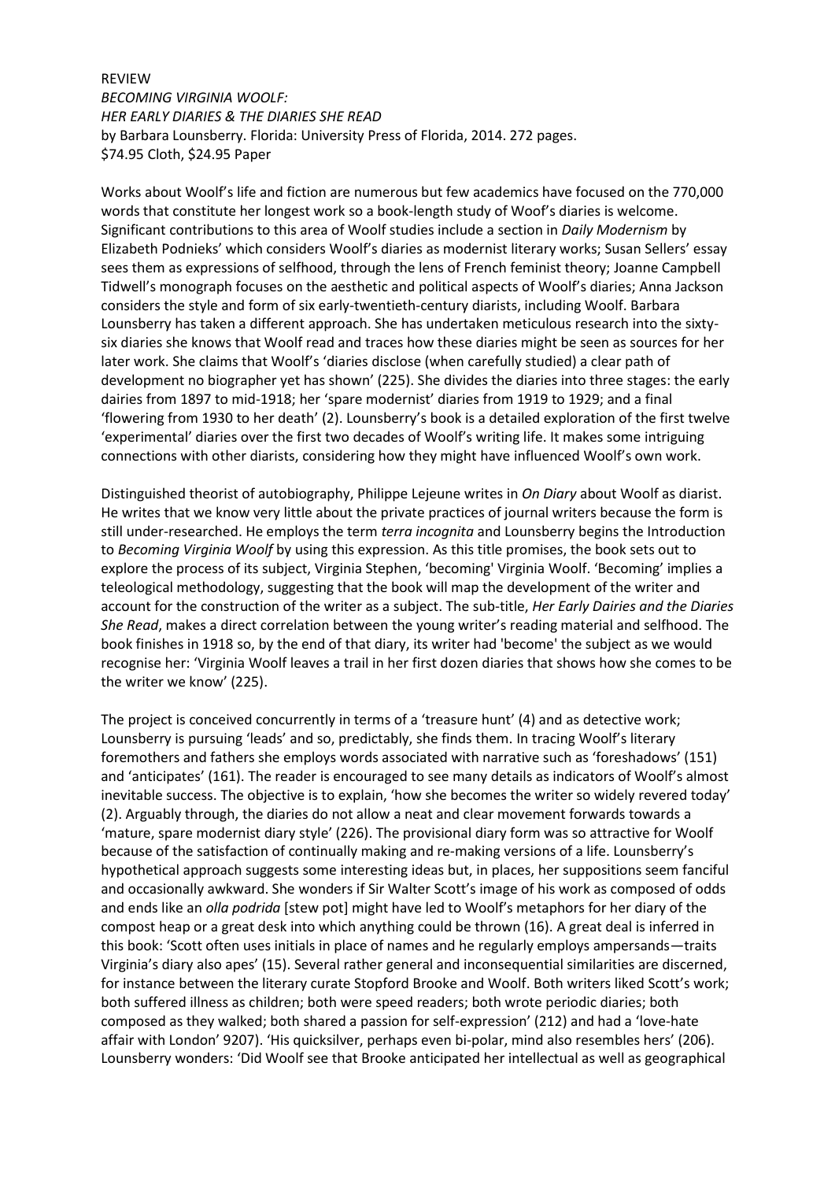REVIEW

*BECOMING VIRGINIA WOOLF:*
*HER EARLY DIARIES & THE DIARIES SHE READ*

by Barbara Lounsberry. Florida: University Press of Florida, 2014. 272 pages.
$74.95 Cloth, $24.95 Paper

Works about Woolf's life and fiction are numerous but few academics have focused on the 770,000 words that constitute her longest work so a book-length study of Woof's diaries is welcome. Significant contributions to this area of Woolf studies include a section in *Daily Modernism* by Elizabeth Podnieks' which considers Woolf's diaries as modernist literary works; Susan Sellers' essay sees them as expressions of selfhood, through the lens of French feminist theory; Joanne Campbell Tidwell's monograph focuses on the aesthetic and political aspects of Woolf's diaries; Anna Jackson considers the style and form of six early-twentieth-century diarists, including Woolf. Barbara Lounsberry has taken a different approach. She has undertaken meticulous research into the sixty-six diaries she knows that Woolf read and traces how these diaries might be seen as sources for her later work. She claims that Woolf's 'diaries disclose (when carefully studied) a clear path of development no biographer yet has shown' (225). She divides the diaries into three stages: the early dairies from 1897 to mid-1918; her 'spare modernist' diaries from 1919 to 1929; and a final 'flowering from 1930 to her death' (2). Lounsberry's book is a detailed exploration of the first twelve 'experimental' diaries over the first two decades of Woolf's writing life. It makes some intriguing connections with other diarists, considering how they might have influenced Woolf's own work.

Distinguished theorist of autobiography, Philippe Lejeune writes in *On Diary* about Woolf as diarist. He writes that we know very little about the private practices of journal writers because the form is still under-researched. He employs the term *terra incognita* and Lounsberry begins the Introduction to *Becoming Virginia Woolf* by using this expression. As this title promises, the book sets out to explore the process of its subject, Virginia Stephen, 'becoming' Virginia Woolf. 'Becoming' implies a teleological methodology, suggesting that the book will map the development of the writer and account for the construction of the writer as a subject. The sub-title, *Her Early Dairies and the Diaries She Read*, makes a direct correlation between the young writer's reading material and selfhood. The book finishes in 1918 so, by the end of that diary, its writer had 'become' the subject as we would recognise her: 'Virginia Woolf leaves a trail in her first dozen diaries that shows how she comes to be the writer we know' (225).

The project is conceived concurrently in terms of a 'treasure hunt' (4) and as detective work; Lounsberry is pursuing 'leads' and so, predictably, she finds them. In tracing Woolf's literary foremothers and fathers she employs words associated with narrative such as 'foreshadows' (151) and 'anticipates' (161). The reader is encouraged to see many details as indicators of Woolf's almost inevitable success. The objective is to explain, 'how she becomes the writer so widely revered today' (2). Arguably through, the diaries do not allow a neat and clear movement forwards towards a 'mature, spare modernist diary style' (226). The provisional diary form was so attractive for Woolf because of the satisfaction of continually making and re-making versions of a life. Lounsberry's hypothetical approach suggests some interesting ideas but, in places, her suppositions seem fanciful and occasionally awkward. She wonders if Sir Walter Scott's image of his work as composed of odds and ends like an *olla podrida* [stew pot] might have led to Woolf's metaphors for her diary of the compost heap or a great desk into which anything could be thrown (16). A great deal is inferred in this book: 'Scott often uses initials in place of names and he regularly employs ampersands—traits Virginia's diary also apes' (15). Several rather general and inconsequential similarities are discerned, for instance between the literary curate Stopford Brooke and Woolf. Both writers liked Scott's work; both suffered illness as children; both were speed readers; both wrote periodic diaries; both composed as they walked; both shared a passion for self-expression' (212) and had a 'love-hate affair with London' 9207). 'His quicksilver, perhaps even bi-polar, mind also resembles hers' (206). Lounsberry wonders: 'Did Woolf see that Brooke anticipated her intellectual as well as geographical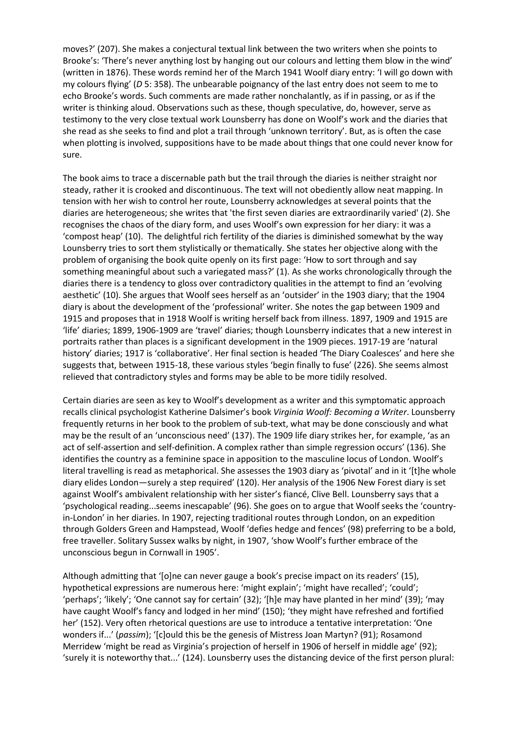moves?' (207). She makes a conjectural textual link between the two writers when she points to Brooke's: 'There's never anything lost by hanging out our colours and letting them blow in the wind' (written in 1876). These words remind her of the March 1941 Woolf diary entry: 'I will go down with my colours flying' (*D* 5: 358). The unbearable poignancy of the last entry does not seem to me to echo Brooke's words. Such comments are made rather nonchalantly, as if in passing, or as if the writer is thinking aloud. Observations such as these, though speculative, do, however, serve as testimony to the very close textual work Lounsberry has done on Woolf's work and the diaries that she read as she seeks to find and plot a trail through 'unknown territory'. But, as is often the case when plotting is involved, suppositions have to be made about things that one could never know for sure.

The book aims to trace a discernable path but the trail through the diaries is neither straight nor steady, rather it is crooked and discontinuous. The text will not obediently allow neat mapping. In tension with her wish to control her route, Lounsberry acknowledges at several points that the diaries are heterogeneous; she writes that 'the first seven diaries are extraordinarily varied' (2). She recognises the chaos of the diary form, and uses Woolf's own expression for her diary: it was a 'compost heap' (10). The delightful rich fertility of the diaries is diminished somewhat by the way Lounsberry tries to sort them stylistically or thematically. She states her objective along with the problem of organising the book quite openly on its first page: 'How to sort through and say something meaningful about such a variegated mass?' (1). As she works chronologically through the diaries there is a tendency to gloss over contradictory qualities in the attempt to find an 'evolving aesthetic' (10). She argues that Woolf sees herself as an 'outsider' in the 1903 diary; that the 1904 diary is about the development of the 'professional' writer. She notes the gap between 1909 and 1915 and proposes that in 1918 Woolf is writing herself back from illness. 1897, 1909 and 1915 are 'life' diaries; 1899, 1906-1909 are 'travel' diaries; though Lounsberry indicates that a new interest in portraits rather than places is a significant development in the 1909 pieces. 1917-19 are 'natural history' diaries; 1917 is 'collaborative'. Her final section is headed 'The Diary Coalesces' and here she suggests that, between 1915-18, these various styles 'begin finally to fuse' (226). She seems almost relieved that contradictory styles and forms may be able to be more tidily resolved.

Certain diaries are seen as key to Woolf's development as a writer and this symptomatic approach recalls clinical psychologist Katherine Dalsimer's book *Virginia Woolf: Becoming a Writer*. Lounsberry frequently returns in her book to the problem of sub-text, what may be done consciously and what may be the result of an 'unconscious need' (137). The 1909 life diary strikes her, for example, 'as an act of self-assertion and self-definition. A complex rather than simple regression occurs' (136). She identifies the country as a feminine space in apposition to the masculine locus of London. Woolf's literal travelling is read as metaphorical. She assesses the 1903 diary as 'pivotal' and in it '[t]he whole diary elides London—surely a step required' (120). Her analysis of the 1906 New Forest diary is set against Woolf's ambivalent relationship with her sister's fiancé, Clive Bell. Lounsberry says that a 'psychological reading...seems inescapable' (96). She goes on to argue that Woolf seeks the 'country-in-London' in her diaries. In 1907, rejecting traditional routes through London, on an expedition through Golders Green and Hampstead, Woolf 'defies hedge and fences' (98) preferring to be a bold, free traveller. Solitary Sussex walks by night, in 1907, 'show Woolf's further embrace of the unconscious begun in Cornwall in 1905'.

Although admitting that '[o]ne can never gauge a book's precise impact on its readers' (15), hypothetical expressions are numerous here: 'might explain'; 'might have recalled'; 'could'; 'perhaps'; 'likely'; 'One cannot say for certain' (32); '[h]e may have planted in her mind' (39); 'may have caught Woolf's fancy and lodged in her mind' (150); 'they might have refreshed and fortified her' (152). Very often rhetorical questions are use to introduce a tentative interpretation: 'One wonders if...' (*passim*); '[c]ould this be the genesis of Mistress Joan Martyn? (91); Rosamond Merridew 'might be read as Virginia's projection of herself in 1906 of herself in middle age' (92); 'surely it is noteworthy that...' (124). Lounsberry uses the distancing device of the first person plural: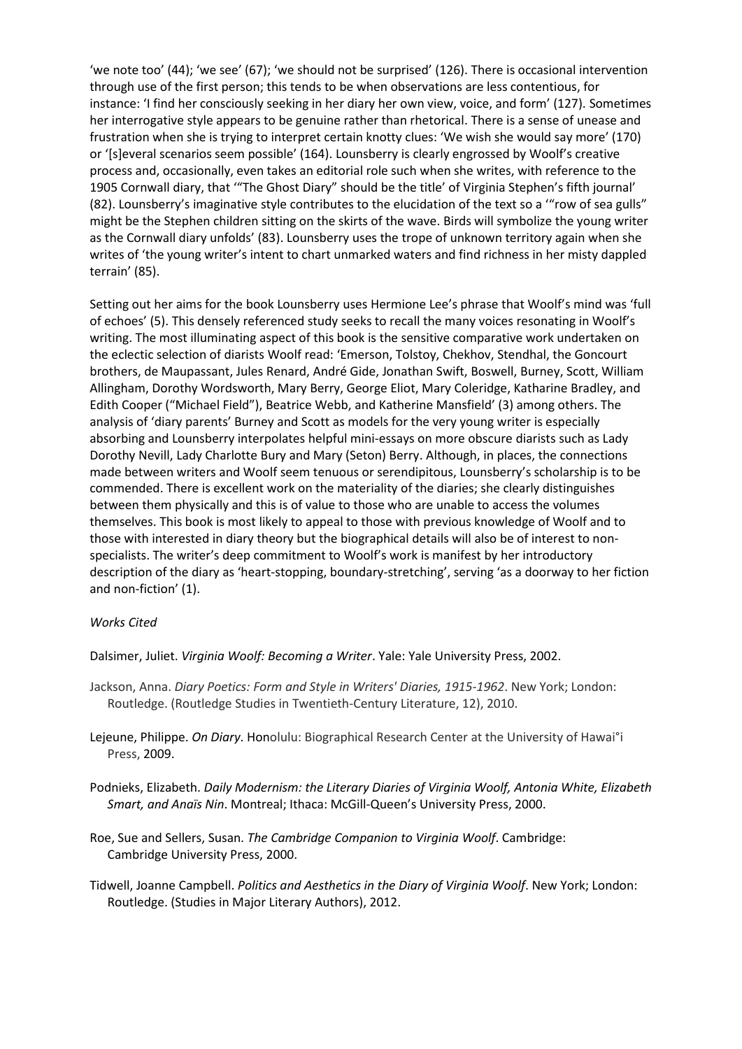'we note too' (44); 'we see' (67); 'we should not be surprised' (126). There is occasional intervention through use of the first person; this tends to be when observations are less contentious, for instance: 'I find her consciously seeking in her diary her own view, voice, and form' (127). Sometimes her interrogative style appears to be genuine rather than rhetorical. There is a sense of unease and frustration when she is trying to interpret certain knotty clues: 'We wish she would say more' (170) or '[s]everal scenarios seem possible' (164). Lounsberry is clearly engrossed by Woolf's creative process and, occasionally, even takes an editorial role such when she writes, with reference to the 1905 Cornwall diary, that '"The Ghost Diary" should be the title' of Virginia Stephen's fifth journal' (82). Lounsberry's imaginative style contributes to the elucidation of the text so a '"row of sea gulls" might be the Stephen children sitting on the skirts of the wave. Birds will symbolize the young writer as the Cornwall diary unfolds' (83). Lounsberry uses the trope of unknown territory again when she writes of 'the young writer's intent to chart unmarked waters and find richness in her misty dappled terrain' (85).

Setting out her aims for the book Lounsberry uses Hermione Lee's phrase that Woolf's mind was 'full of echoes' (5). This densely referenced study seeks to recall the many voices resonating in Woolf's writing. The most illuminating aspect of this book is the sensitive comparative work undertaken on the eclectic selection of diarists Woolf read: 'Emerson, Tolstoy, Chekhov, Stendhal, the Goncourt brothers, de Maupassant, Jules Renard, André Gide, Jonathan Swift, Boswell, Burney, Scott, William Allingham, Dorothy Wordsworth, Mary Berry, George Eliot, Mary Coleridge, Katharine Bradley, and Edith Cooper ("Michael Field"), Beatrice Webb, and Katherine Mansfield' (3) among others. The analysis of 'diary parents' Burney and Scott as models for the very young writer is especially absorbing and Lounsberry interpolates helpful mini-essays on more obscure diarists such as Lady Dorothy Nevill, Lady Charlotte Bury and Mary (Seton) Berry. Although, in places, the connections made between writers and Woolf seem tenuous or serendipitous, Lounsberry's scholarship is to be commended. There is excellent work on the materiality of the diaries; she clearly distinguishes between them physically and this is of value to those who are unable to access the volumes themselves. This book is most likely to appeal to those with previous knowledge of Woolf and to those with interested in diary theory but the biographical details will also be of interest to non-specialists. The writer's deep commitment to Woolf's work is manifest by her introductory description of the diary as 'heart-stopping, boundary-stretching', serving 'as a doorway to her fiction and non-fiction' (1).

*Works Cited*

Dalsimer, Juliet. *Virginia Woolf: Becoming a Writer*. Yale: Yale University Press, 2002.

Jackson, Anna. *Diary Poetics: Form and Style in Writers' Diaries, 1915-1962*. New York; London: Routledge. (Routledge Studies in Twentieth-Century Literature, 12), 2010.

Lejeune, Philippe. *On Diary*. Honolulu: Biographical Research Center at the University of Hawai°i Press, 2009.

Podnieks, Elizabeth. *Daily Modernism: the Literary Diaries of Virginia Woolf, Antonia White, Elizabeth Smart, and Anaïs Nin*. Montreal; Ithaca: McGill-Queen's University Press, 2000.

Roe, Sue and Sellers, Susan. *The Cambridge Companion to Virginia Woolf*. Cambridge: Cambridge University Press, 2000.

Tidwell, Joanne Campbell. *Politics and Aesthetics in the Diary of Virginia Woolf*. New York; London: Routledge. (Studies in Major Literary Authors), 2012.